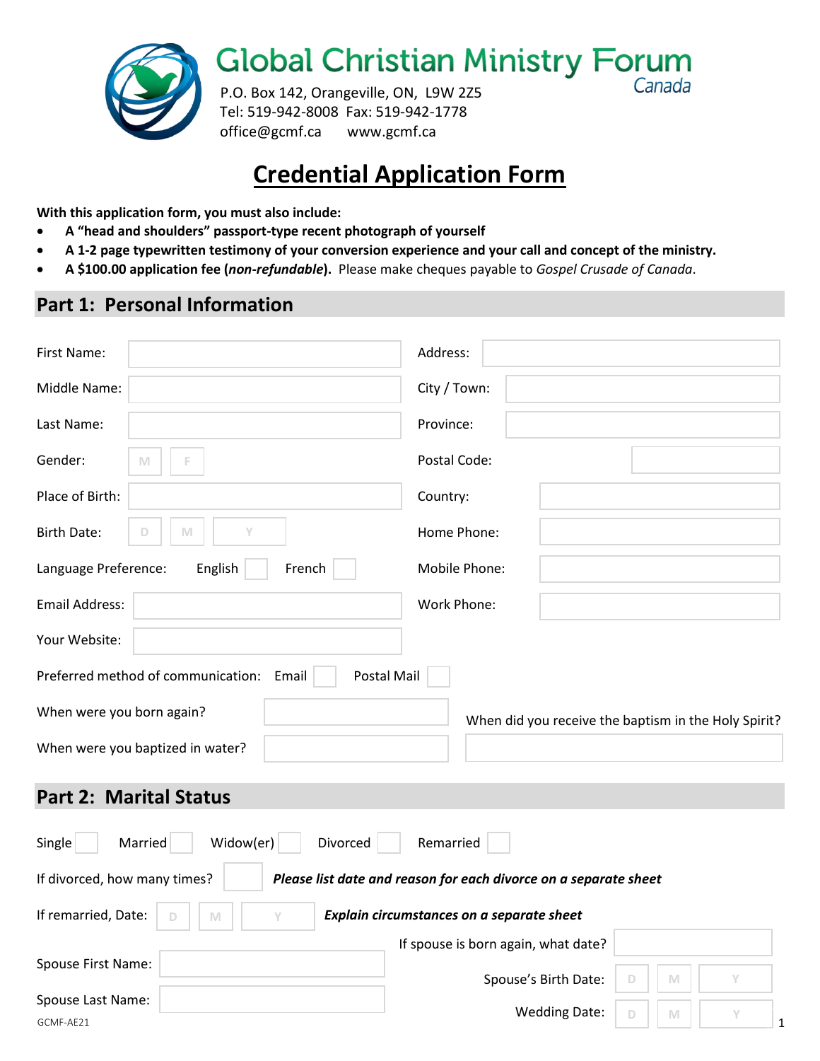# Global Christian Ministry Forum
Canada

P.O. Box 142, Orangeville, ON, L9W 2Z5
Tel: 519-942-8008 Fax: 519-942-1778
office@gcmf.ca www.gcmf.ca

# Credential Application Form

**With this application form, you must also include:**

- **A "head and shoulders" passport-type recent photograph of yourself**
- **A 1-2 page typewritten testimony of your conversion experience and your call and concept of the ministry.**
- **A $100.00 application fee (*non-refundable*).** Please make cheques payable to *Gospel Crusade of Canada*.

## Part 1: Personal Information

First Name:

Middle Name:

Last Name:

Gender: M F

Place of Birth:

Birth Date: D M Y

Language Preference: English French

Email Address:

Your Website:

Address:

City / Town:

Province:

Postal Code:

Country:

Home Phone:

Mobile Phone:

Work Phone:

Preferred method of communication: Email Postal Mail

When were you born again?

When were you baptized in water?

When did you receive the baptism in the Holy Spirit?

## Part 2: Marital Status

Single Married Widow(er) Divorced Remarried

If divorced, how many times? ***Please list date and reason for each divorce on a separate sheet***

If remarried, Date: D M Y ***Explain circumstances on a separate sheet***

Spouse First Name:

Spouse Last Name:

If spouse is born again, what date?

Spouse's Birth Date: D M Y

Wedding Date: D M Y

GCMF-AE21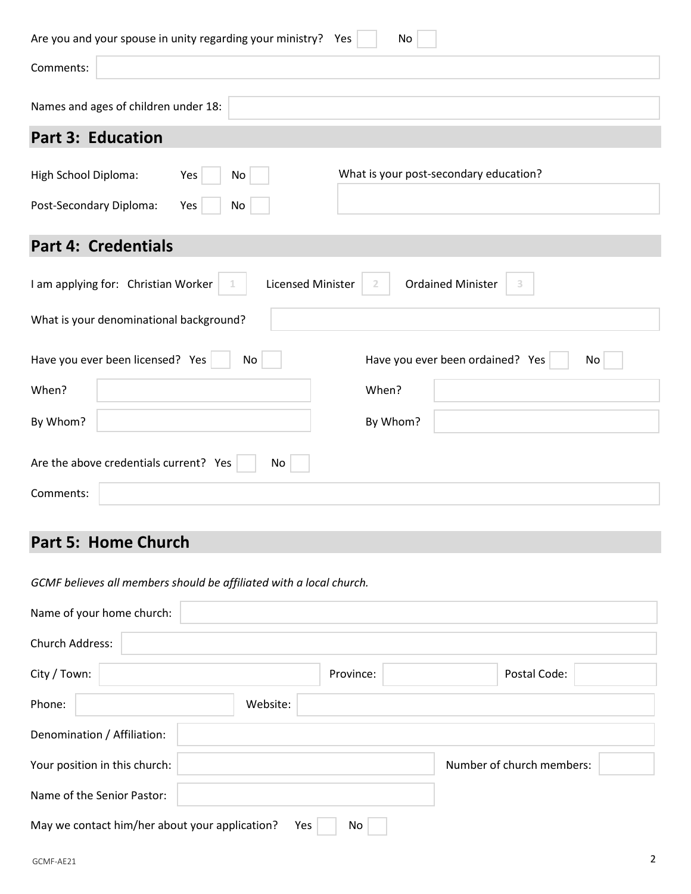Are you and your spouse in unity regarding your ministry? Yes ☐ No ☐

Comments:

Names and ages of children under 18:

## Part 3: Education

High School Diploma: Yes ☐ No ☐

Post-Secondary Diploma: Yes ☐ No ☐

What is your post-secondary education?

## Part 4: Credentials

I am applying for: Christian Worker ☐ Licensed Minister ☐ Ordained Minister ☐

What is your denominational background?

Have you ever been licensed? Yes ☐ No ☐

When?

By Whom?

Have you ever been ordained? Yes ☐ No ☐

When?

By Whom?

Are the above credentials current? Yes ☐ No ☐

Comments:

## Part 5: Home Church

*GCMF believes all members should be affiliated with a local church.*

Name of your home church:

Church Address:

City / Town: Province: Postal Code:

Phone: Website:

Denomination / Affiliation:

Your position in this church: Number of church members:

Name of the Senior Pastor:

May we contact him/her about your application? Yes ☐ No ☐

GCMF-AE21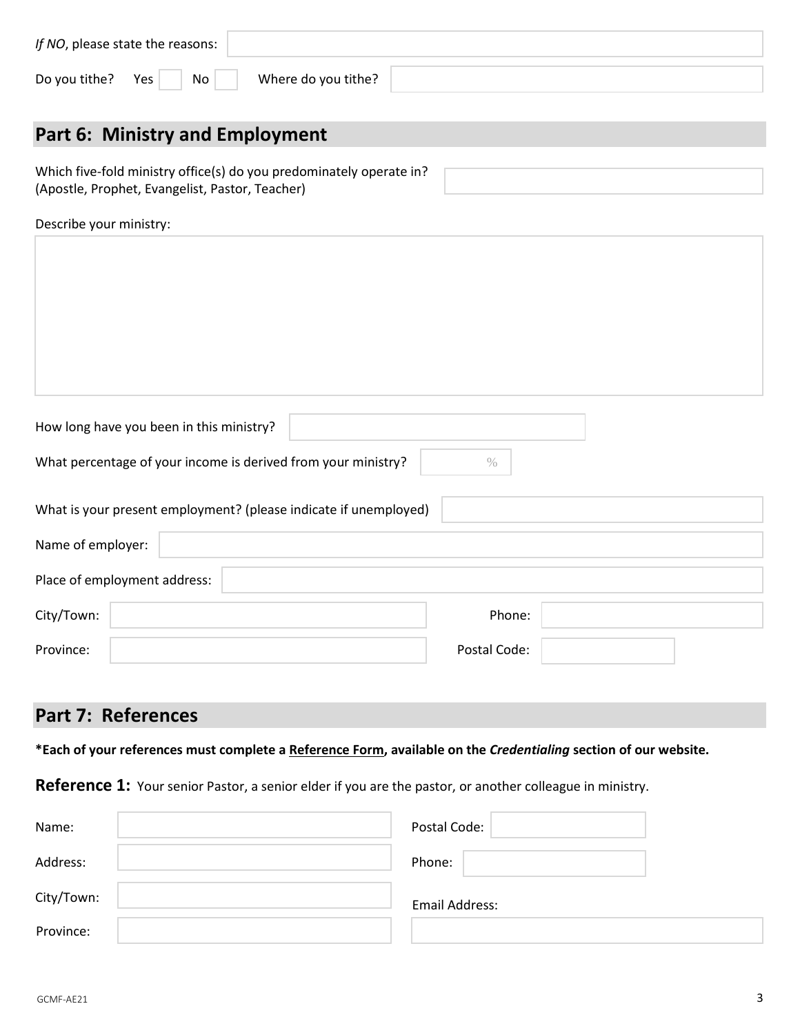*If NO*, please state the reasons:

Do you tithe? Yes ☐ No ☐ Where do you tithe?

## Part 6: Ministry and Employment

Which five-fold ministry office(s) do you predominately operate in?
(Apostle, Prophet, Evangelist, Pastor, Teacher)

Describe your ministry:

How long have you been in this ministry?

What percentage of your income is derived from your ministry? %

What is your present employment? (please indicate if unemployed)

Name of employer:

Place of employment address:

City/Town: Phone:

Province: Postal Code:

## Part 7: References

**\*Each of your references must complete a <u>Reference Form</u>, available on the *Credentialing* section of our website.**

**Reference 1:** Your senior Pastor, a senior elder if you are the pastor, or another colleague in ministry.

Name: Postal Code:

Address: Phone:

City/Town: Email Address:

Province: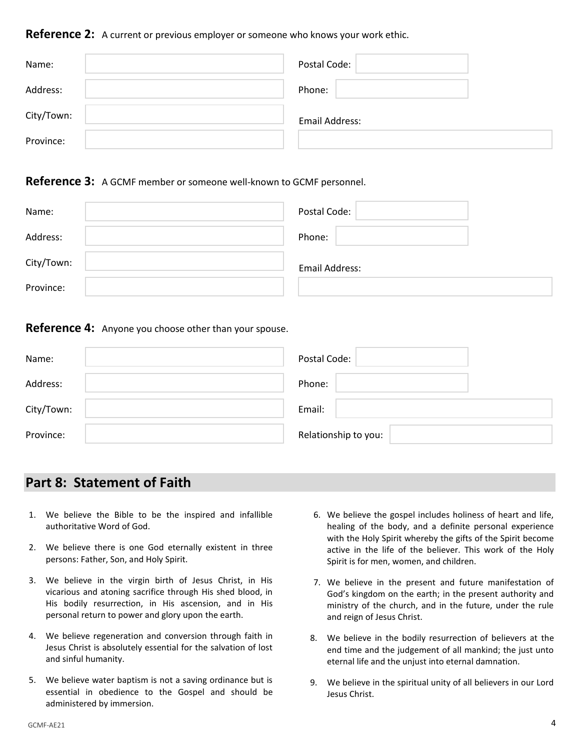**Reference 2:** A current or previous employer or someone who knows your work ethic.

| | | | |
|---|---|---|---|
| Name: | | Postal Code: | |
| Address: | | Phone: | |
| City/Town: | | Email Address: | |
| Province: | | | |

**Reference 3:** A GCMF member or someone well-known to GCMF personnel.

| | | | |
|---|---|---|---|
| Name: | | Postal Code: | |
| Address: | | Phone: | |
| City/Town: | | Email Address: | |
| Province: | | | |

**Reference 4:** Anyone you choose other than your spouse.

| | | | |
|---|---|---|---|
| Name: | | Postal Code: | |
| Address: | | Phone: | |
| City/Town: | | Email: | |
| Province: | | Relationship to you: | |

## Part 8: Statement of Faith

1. We believe the Bible to be the inspired and infallible authoritative Word of God.
2. We believe there is one God eternally existent in three persons: Father, Son, and Holy Spirit.
3. We believe in the virgin birth of Jesus Christ, in His vicarious and atoning sacrifice through His shed blood, in His bodily resurrection, in His ascension, and in His personal return to power and glory upon the earth.
4. We believe regeneration and conversion through faith in Jesus Christ is absolutely essential for the salvation of lost and sinful humanity.
5. We believe water baptism is not a saving ordinance but is essential in obedience to the Gospel and should be administered by immersion.
6. We believe the gospel includes holiness of heart and life, healing of the body, and a definite personal experience with the Holy Spirit whereby the gifts of the Spirit become active in the life of the believer. This work of the Holy Spirit is for men, women, and children.
7. We believe in the present and future manifestation of God's kingdom on the earth; in the present authority and ministry of the church, and in the future, under the rule and reign of Jesus Christ.
8. We believe in the bodily resurrection of believers at the end time and the judgement of all mankind; the just unto eternal life and the unjust into eternal damnation.
9. We believe in the spiritual unity of all believers in our Lord Jesus Christ.

GCMF-AE21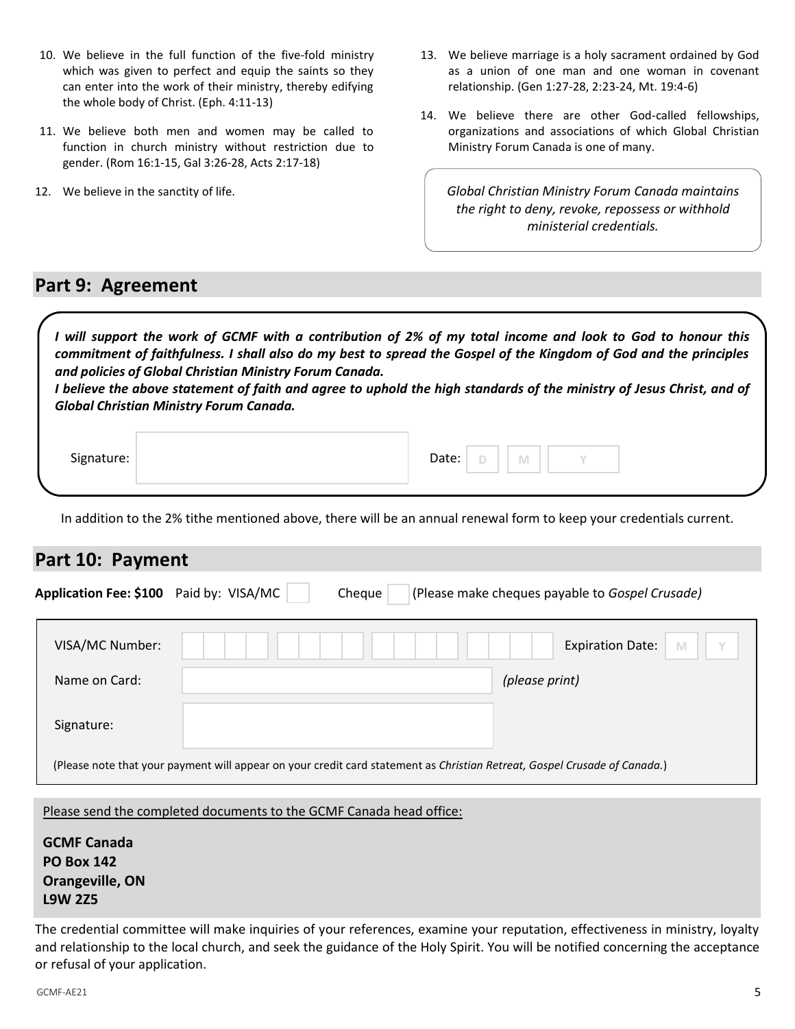10. We believe in the full function of the five-fold ministry which was given to perfect and equip the saints so they can enter into the work of their ministry, thereby edifying the whole body of Christ. (Eph. 4:11-13)
11. We believe both men and women may be called to function in church ministry without restriction due to gender. (Rom 16:1-15, Gal 3:26-28, Acts 2:17-18)
12. We believe in the sanctity of life.
13. We believe marriage is a holy sacrament ordained by God as a union of one man and one woman in covenant relationship. (Gen 1:27-28, 2:23-24, Mt. 19:4-6)
14. We believe there are other God-called fellowships, organizations and associations of which Global Christian Ministry Forum Canada is one of many.

*Global Christian Ministry Forum Canada maintains the right to deny, revoke, repossess or withhold ministerial credentials.*

## Part 9: Agreement

***I will support the work of GCMF with a contribution of 2% of my total income and look to God to honour this commitment of faithfulness. I shall also do my best to spread the Gospel of the Kingdom of God and the principles and policies of Global Christian Ministry Forum Canada.***
***I believe the above statement of faith and agree to uphold the high standards of the ministry of Jesus Christ, and of Global Christian Ministry Forum Canada.***

Signature: ____________________ Date: D M Y

In addition to the 2% tithe mentioned above, there will be an annual renewal form to keep your credentials current.

## Part 10: Payment

**Application Fee: $100** Paid by: VISA/MC ☐ Cheque ☐ (Please make cheques payable to *Gospel Crusade)*

VISA/MC Number: ____________________ Expiration Date: M Y

Name on Card: ____________________ *(please print)*

Signature: ____________________

(Please note that your payment will appear on your credit card statement as *Christian Retreat, Gospel Crusade of Canada.*)

Please send the completed documents to the GCMF Canada head office:

**GCMF Canada**
**PO Box 142**
**Orangeville, ON**
**L9W 2Z5**

The credential committee will make inquiries of your references, examine your reputation, effectiveness in ministry, loyalty and relationship to the local church, and seek the guidance of the Holy Spirit. You will be notified concerning the acceptance or refusal of your application.

GCMF-AE21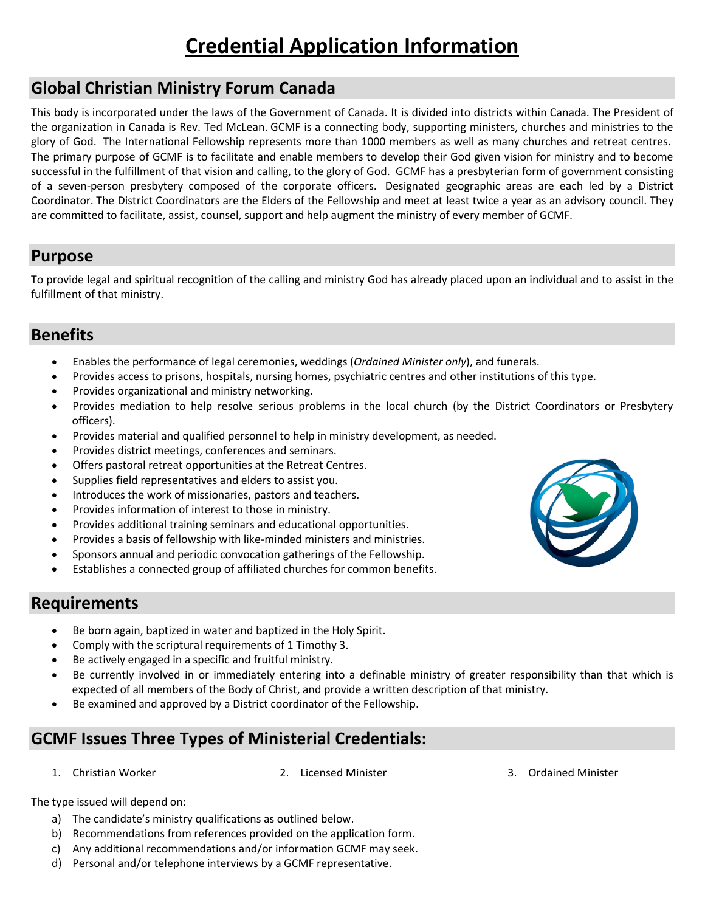# Credential Application Information

## Global Christian Ministry Forum Canada

This body is incorporated under the laws of the Government of Canada. It is divided into districts within Canada. The President of the organization in Canada is Rev. Ted McLean. GCMF is a connecting body, supporting ministers, churches and ministries to the glory of God. The International Fellowship represents more than 1000 members as well as many churches and retreat centres. The primary purpose of GCMF is to facilitate and enable members to develop their God given vision for ministry and to become successful in the fulfillment of that vision and calling, to the glory of God. GCMF has a presbyterian form of government consisting of a seven-person presbytery composed of the corporate officers. Designated geographic areas are each led by a District Coordinator. The District Coordinators are the Elders of the Fellowship and meet at least twice a year as an advisory council. They are committed to facilitate, assist, counsel, support and help augment the ministry of every member of GCMF.

## Purpose

To provide legal and spiritual recognition of the calling and ministry God has already placed upon an individual and to assist in the fulfillment of that ministry.

## Benefits

- Enables the performance of legal ceremonies, weddings (*Ordained Minister only*), and funerals.
- Provides access to prisons, hospitals, nursing homes, psychiatric centres and other institutions of this type.
- Provides organizational and ministry networking.
- Provides mediation to help resolve serious problems in the local church (by the District Coordinators or Presbytery officers).
- Provides material and qualified personnel to help in ministry development, as needed.
- Provides district meetings, conferences and seminars.
- Offers pastoral retreat opportunities at the Retreat Centres.
- Supplies field representatives and elders to assist you.
- Introduces the work of missionaries, pastors and teachers.
- Provides information of interest to those in ministry.
- Provides additional training seminars and educational opportunities.
- Provides a basis of fellowship with like-minded ministers and ministries.
- Sponsors annual and periodic convocation gatherings of the Fellowship.
- Establishes a connected group of affiliated churches for common benefits.

## Requirements

- Be born again, baptized in water and baptized in the Holy Spirit.
- Comply with the scriptural requirements of 1 Timothy 3.
- Be actively engaged in a specific and fruitful ministry.
- Be currently involved in or immediately entering into a definable ministry of greater responsibility than that which is expected of all members of the Body of Christ, and provide a written description of that ministry.
- Be examined and approved by a District coordinator of the Fellowship.

## GCMF Issues Three Types of Ministerial Credentials:

1. Christian Worker
2. Licensed Minister
3. Ordained Minister

The type issued will depend on:

a) The candidate's ministry qualifications as outlined below.
b) Recommendations from references provided on the application form.
c) Any additional recommendations and/or information GCMF may seek.
d) Personal and/or telephone interviews by a GCMF representative.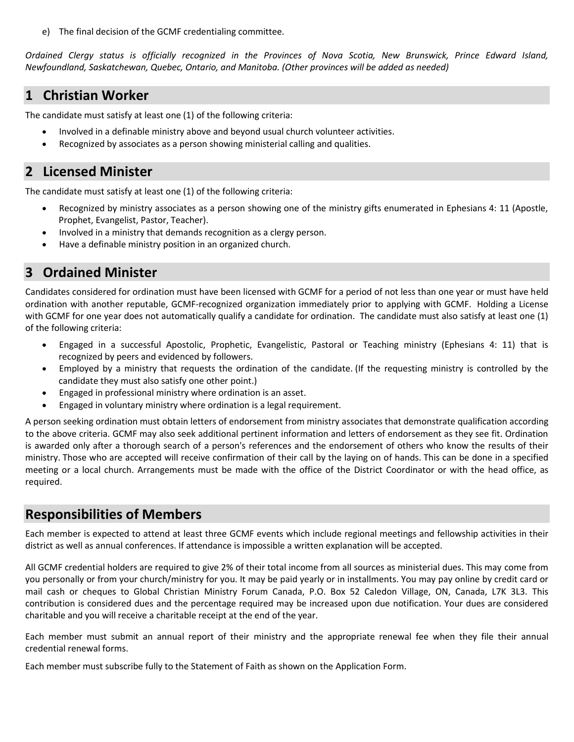e) The final decision of the GCMF credentialing committee.

*Ordained Clergy status is officially recognized in the Provinces of Nova Scotia, New Brunswick, Prince Edward Island, Newfoundland, Saskatchewan, Quebec, Ontario, and Manitoba. (Other provinces will be added as needed)*

## 1 Christian Worker

The candidate must satisfy at least one (1) of the following criteria:

- Involved in a definable ministry above and beyond usual church volunteer activities.
- Recognized by associates as a person showing ministerial calling and qualities.

## 2 Licensed Minister

The candidate must satisfy at least one (1) of the following criteria:

- Recognized by ministry associates as a person showing one of the ministry gifts enumerated in Ephesians 4: 11 (Apostle, Prophet, Evangelist, Pastor, Teacher).
- Involved in a ministry that demands recognition as a clergy person.
- Have a definable ministry position in an organized church.

## 3 Ordained Minister

Candidates considered for ordination must have been licensed with GCMF for a period of not less than one year or must have held ordination with another reputable, GCMF-recognized organization immediately prior to applying with GCMF. Holding a License with GCMF for one year does not automatically qualify a candidate for ordination. The candidate must also satisfy at least one (1) of the following criteria:

- Engaged in a successful Apostolic, Prophetic, Evangelistic, Pastoral or Teaching ministry (Ephesians 4: 11) that is recognized by peers and evidenced by followers.
- Employed by a ministry that requests the ordination of the candidate. (If the requesting ministry is controlled by the candidate they must also satisfy one other point.)
- Engaged in professional ministry where ordination is an asset.
- Engaged in voluntary ministry where ordination is a legal requirement.

A person seeking ordination must obtain letters of endorsement from ministry associates that demonstrate qualification according to the above criteria. GCMF may also seek additional pertinent information and letters of endorsement as they see fit. Ordination is awarded only after a thorough search of a person's references and the endorsement of others who know the results of their ministry. Those who are accepted will receive confirmation of their call by the laying on of hands. This can be done in a specified meeting or a local church. Arrangements must be made with the office of the District Coordinator or with the head office, as required.

## Responsibilities of Members

Each member is expected to attend at least three GCMF events which include regional meetings and fellowship activities in their district as well as annual conferences. If attendance is impossible a written explanation will be accepted.

All GCMF credential holders are required to give 2% of their total income from all sources as ministerial dues. This may come from you personally or from your church/ministry for you. It may be paid yearly or in installments. You may pay online by credit card or mail cash or cheques to Global Christian Ministry Forum Canada, P.O. Box 52 Caledon Village, ON, Canada, L7K 3L3. This contribution is considered dues and the percentage required may be increased upon due notification. Your dues are considered charitable and you will receive a charitable receipt at the end of the year.

Each member must submit an annual report of their ministry and the appropriate renewal fee when they file their annual credential renewal forms.

Each member must subscribe fully to the Statement of Faith as shown on the Application Form.